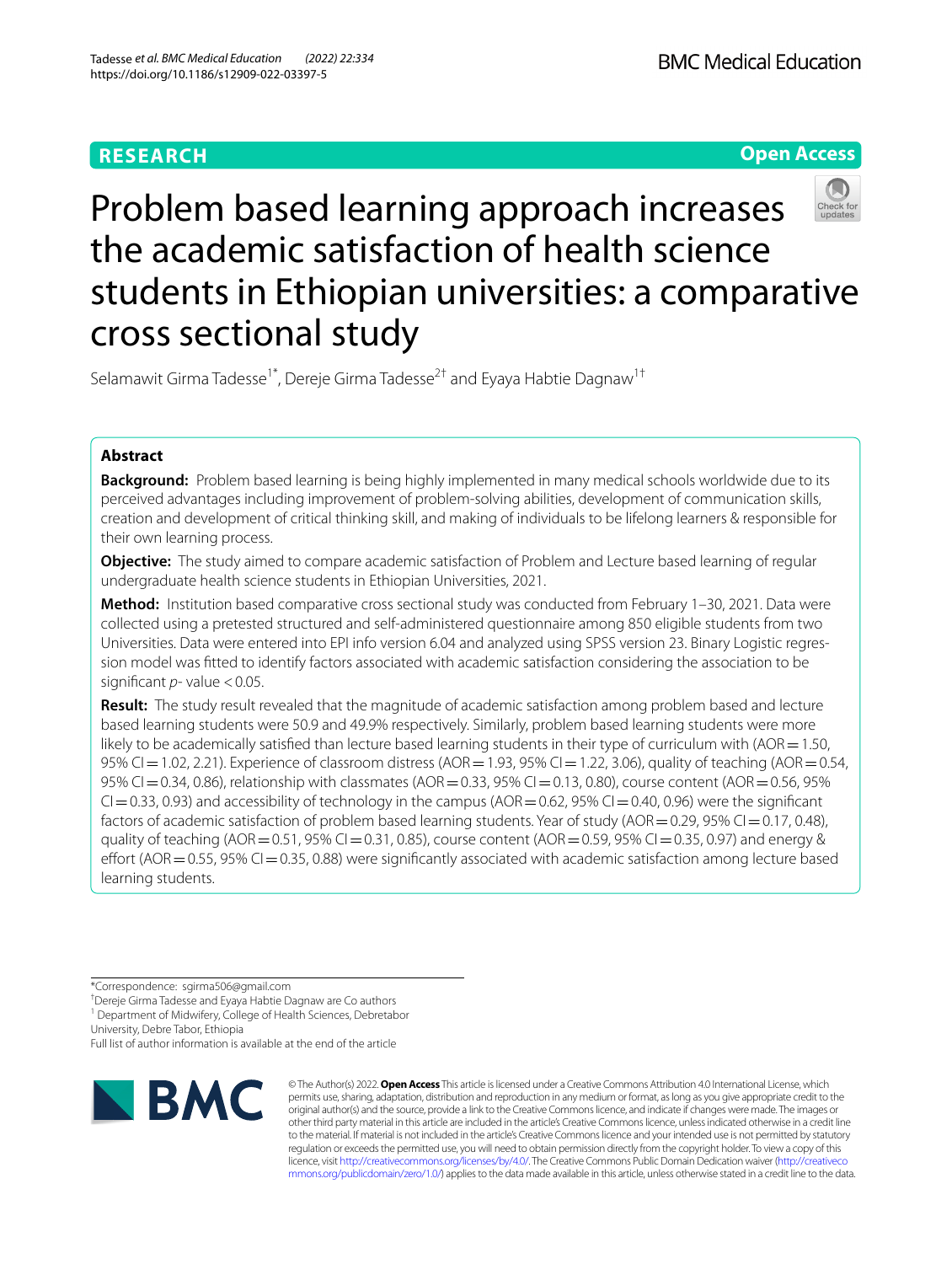RESEARCH

Open Access

# Problem based learning approach increases the academic satisfaction of health science students in Ethiopian universities: a comparative cross sectional study

Selamawit Girma Tadesse[1*], Dereje Girma Tadesse[2†] and Eyaya Habtie Dagnaw[1†]

## Abstract

**Background:** Problem based learning is being highly implemented in many medical schools worldwide due to its perceived advantages including improvement of problem-solving abilities, development of communication skills, creation and development of critical thinking skill, and making of individuals to be lifelong learners & responsible for their own learning process.

**Objective:** The study aimed to compare academic satisfaction of Problem and Lecture based learning of regular undergraduate health science students in Ethiopian Universities, 2021.

**Method:** Institution based comparative cross sectional study was conducted from February 1–30, 2021. Data were collected using a pretested structured and self-administered questionnaire among 850 eligible students from two Universities. Data were entered into EPI info version 6.04 and analyzed using SPSS version 23. Binary Logistic regression model was fitted to identify factors associated with academic satisfaction considering the association to be significant *p*- value $< 0.05$.

**Result:** The study result revealed that the magnitude of academic satisfaction among problem based and lecture based learning students were 50.9 and 49.9% respectively. Similarly, problem based learning students were more likely to be academically satisfied than lecture based learning students in their type of curriculum with (AOR = 1.50, 95% CI = 1.02, 2.21). Experience of classroom distress (AOR = 1.93, 95% CI = 1.22, 3.06), quality of teaching (AOR = 0.54, 95% CI = 0.34, 0.86), relationship with classmates (AOR = 0.33, 95% CI = 0.13, 0.80), course content (AOR = 0.56, 95% CI = 0.33, 0.93) and accessibility of technology in the campus (AOR = 0.62, 95% CI = 0.40, 0.96) were the significant factors of academic satisfaction of problem based learning students. Year of study (AOR = 0.29, 95% CI = 0.17, 0.48), quality of teaching (AOR = 0.51, 95% CI = 0.31, 0.85), course content (AOR = 0.59, 95% CI = 0.35, 0.97) and energy & effort (AOR = 0.55, 95% CI = 0.35, 0.88) were significantly associated with academic satisfaction among lecture based learning students.

*Correspondence: sgirma506@gmail.com

†Dereje Girma Tadesse and Eyaya Habtie Dagnaw are Co authors

[1] Department of Midwifery, College of Health Sciences, Debretabor University, Debre Tabor, Ethiopia

Full list of author information is available at the end of the article

© The Author(s) 2022. **Open Access** This article is licensed under a Creative Commons Attribution 4.0 International License, which permits use, sharing, adaptation, distribution and reproduction in any medium or format, as long as you give appropriate credit to the original author(s) and the source, provide a link to the Creative Commons licence, and indicate if changes were made. The images or other third party material in this article are included in the article's Creative Commons licence, unless indicated otherwise in a credit line to the material. If material is not included in the article's Creative Commons licence and your intended use is not permitted by statutory regulation or exceeds the permitted use, you will need to obtain permission directly from the copyright holder. To view a copy of this licence, visit http://creativecommons.org/licenses/by/4.0/. The Creative Commons Public Domain Dedication waiver (http://creativecommons.org/publicdomain/zero/1.0/) applies to the data made available in this article, unless otherwise stated in a credit line to the data.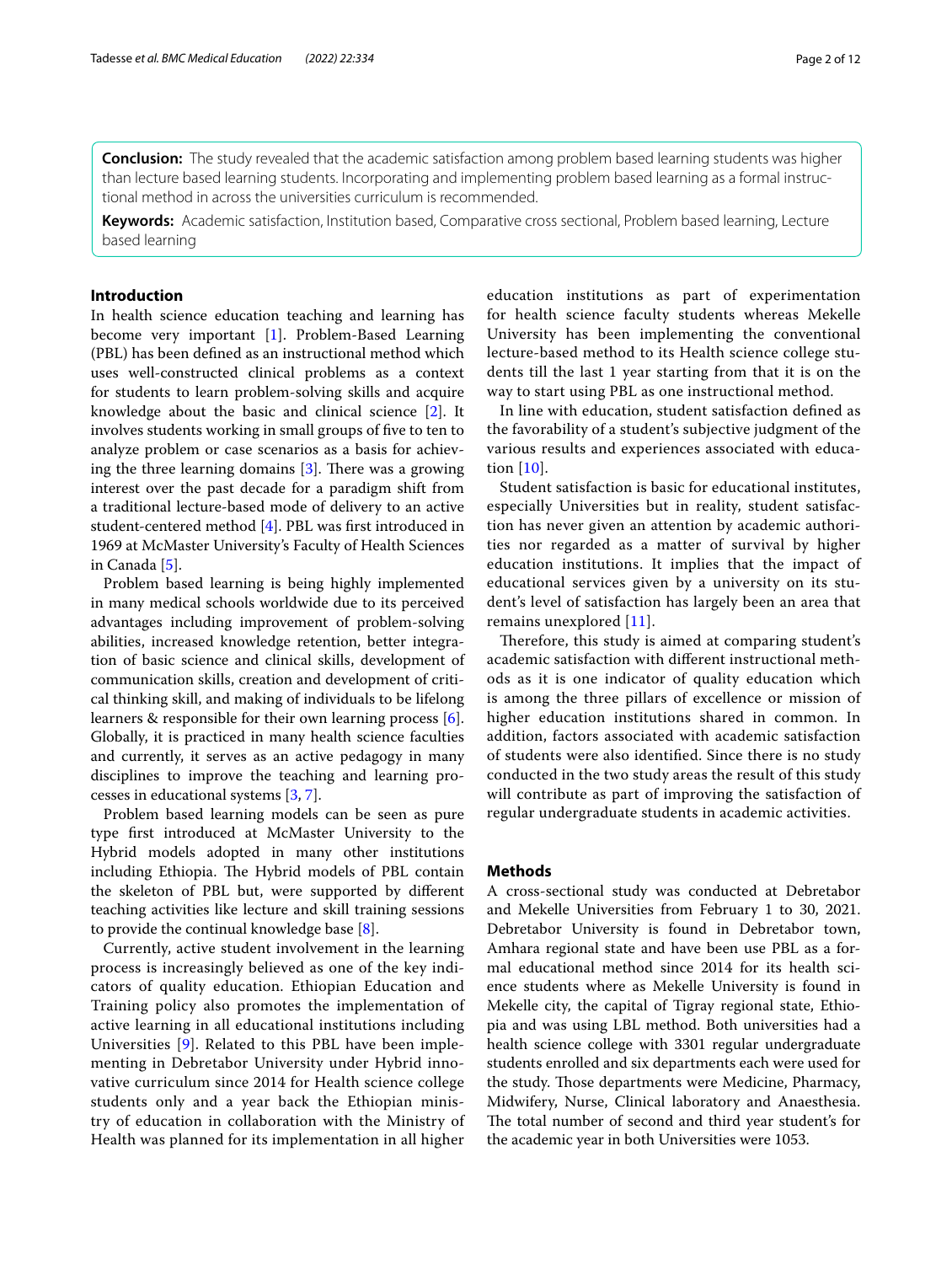**Conclusion:** The study revealed that the academic satisfaction among problem based learning students was higher than lecture based learning students. Incorporating and implementing problem based learning as a formal instructional method in across the universities curriculum is recommended.

**Keywords:** Academic satisfaction, Institution based, Comparative cross sectional, Problem based learning, Lecture based learning

## Introduction

In health science education teaching and learning has become very important [1]. Problem-Based Learning (PBL) has been defined as an instructional method which uses well-constructed clinical problems as a context for students to learn problem-solving skills and acquire knowledge about the basic and clinical science [2]. It involves students working in small groups of five to ten to analyze problem or case scenarios as a basis for achieving the three learning domains [3]. There was a growing interest over the past decade for a paradigm shift from a traditional lecture-based mode of delivery to an active student-centered method [4]. PBL was first introduced in 1969 at McMaster University's Faculty of Health Sciences in Canada [5].

Problem based learning is being highly implemented in many medical schools worldwide due to its perceived advantages including improvement of problem-solving abilities, increased knowledge retention, better integration of basic science and clinical skills, development of communication skills, creation and development of critical thinking skill, and making of individuals to be lifelong learners & responsible for their own learning process [6]. Globally, it is practiced in many health science faculties and currently, it serves as an active pedagogy in many disciplines to improve the teaching and learning processes in educational systems [3, 7].

Problem based learning models can be seen as pure type first introduced at McMaster University to the Hybrid models adopted in many other institutions including Ethiopia. The Hybrid models of PBL contain the skeleton of PBL but, were supported by different teaching activities like lecture and skill training sessions to provide the continual knowledge base [8].

Currently, active student involvement in the learning process is increasingly believed as one of the key indicators of quality education. Ethiopian Education and Training policy also promotes the implementation of active learning in all educational institutions including Universities [9]. Related to this PBL have been implementing in Debretabor University under Hybrid innovative curriculum since 2014 for Health science college students only and a year back the Ethiopian ministry of education in collaboration with the Ministry of Health was planned for its implementation in all higher education institutions as part of experimentation for health science faculty students whereas Mekelle University has been implementing the conventional lecture-based method to its Health science college students till the last 1 year starting from that it is on the way to start using PBL as one instructional method.

In line with education, student satisfaction defined as the favorability of a student's subjective judgment of the various results and experiences associated with education [10].

Student satisfaction is basic for educational institutes, especially Universities but in reality, student satisfaction has never given an attention by academic authorities nor regarded as a matter of survival by higher education institutions. It implies that the impact of educational services given by a university on its student's level of satisfaction has largely been an area that remains unexplored [11].

Therefore, this study is aimed at comparing student's academic satisfaction with different instructional methods as it is one indicator of quality education which is among the three pillars of excellence or mission of higher education institutions shared in common. In addition, factors associated with academic satisfaction of students were also identified. Since there is no study conducted in the two study areas the result of this study will contribute as part of improving the satisfaction of regular undergraduate students in academic activities.

## Methods

A cross-sectional study was conducted at Debretabor and Mekelle Universities from February 1 to 30, 2021. Debretabor University is found in Debretabor town, Amhara regional state and have been use PBL as a formal educational method since 2014 for its health science students where as Mekelle University is found in Mekelle city, the capital of Tigray regional state, Ethiopia and was using LBL method. Both universities had a health science college with 3301 regular undergraduate students enrolled and six departments each were used for the study. Those departments were Medicine, Pharmacy, Midwifery, Nurse, Clinical laboratory and Anaesthesia. The total number of second and third year student's for the academic year in both Universities were 1053.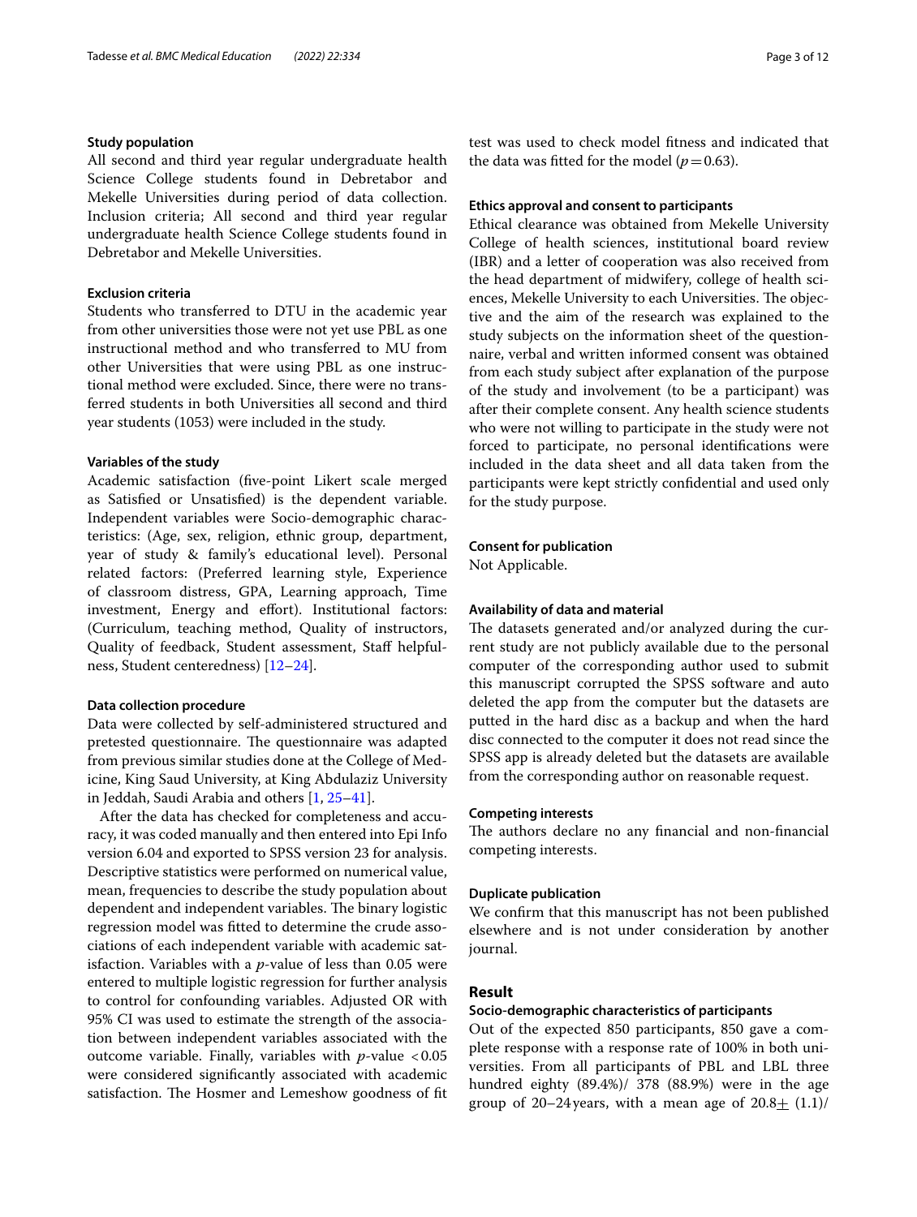### Study population

All second and third year regular undergraduate health Science College students found in Debretabor and Mekelle Universities during period of data collection. Inclusion criteria; All second and third year regular undergraduate health Science College students found in Debretabor and Mekelle Universities.

### Exclusion criteria

Students who transferred to DTU in the academic year from other universities those were not yet use PBL as one instructional method and who transferred to MU from other Universities that were using PBL as one instructional method were excluded. Since, there were no transferred students in both Universities all second and third year students (1053) were included in the study.

### Variables of the study

Academic satisfaction (five-point Likert scale merged as Satisfied or Unsatisfied) is the dependent variable. Independent variables were Socio-demographic characteristics: (Age, sex, religion, ethnic group, department, year of study & family's educational level). Personal related factors: (Preferred learning style, Experience of classroom distress, GPA, Learning approach, Time investment, Energy and effort). Institutional factors: (Curriculum, teaching method, Quality of instructors, Quality of feedback, Student assessment, Staff helpfulness, Student centeredness) [12–24].

### Data collection procedure

Data were collected by self-administered structured and pretested questionnaire. The questionnaire was adapted from previous similar studies done at the College of Medicine, King Saud University, at King Abdulaziz University in Jeddah, Saudi Arabia and others [1, 25–41].

After the data has checked for completeness and accuracy, it was coded manually and then entered into Epi Info version 6.04 and exported to SPSS version 23 for analysis. Descriptive statistics were performed on numerical value, mean, frequencies to describe the study population about dependent and independent variables. The binary logistic regression model was fitted to determine the crude associations of each independent variable with academic satisfaction. Variables with a $p$-value of less than 0.05 were entered to multiple logistic regression for further analysis to control for confounding variables. Adjusted OR with 95% CI was used to estimate the strength of the association between independent variables associated with the outcome variable. Finally, variables with $p$-value $<0.05$ were considered significantly associated with academic satisfaction. The Hosmer and Lemeshow goodness of fit test was used to check model fitness and indicated that the data was fitted for the model ($p=0.63$).

### Ethics approval and consent to participants

Ethical clearance was obtained from Mekelle University College of health sciences, institutional board review (IBR) and a letter of cooperation was also received from the head department of midwifery, college of health sciences, Mekelle University to each Universities. The objective and the aim of the research was explained to the study subjects on the information sheet of the questionnaire, verbal and written informed consent was obtained from each study subject after explanation of the purpose of the study and involvement (to be a participant) was after their complete consent. Any health science students who were not willing to participate in the study were not forced to participate, no personal identifications were included in the data sheet and all data taken from the participants were kept strictly confidential and used only for the study purpose.

### Consent for publication

Not Applicable.

### Availability of data and material

The datasets generated and/or analyzed during the current study are not publicly available due to the personal computer of the corresponding author used to submit this manuscript corrupted the SPSS software and auto deleted the app from the computer but the datasets are putted in the hard disc as a backup and when the hard disc connected to the computer it does not read since the SPSS app is already deleted but the datasets are available from the corresponding author on reasonable request.

### Competing interests

The authors declare no any financial and non-financial competing interests.

### Duplicate publication

We confirm that this manuscript has not been published elsewhere and is not under consideration by another journal.

## Result

### Socio-demographic characteristics of participants

Out of the expected 850 participants, 850 gave a complete response with a response rate of 100% in both universities. From all participants of PBL and LBL three hundred eighty (89.4%)/ 378 (88.9%) were in the age group of 20–24 years, with a mean age of 20.8± (1.1)/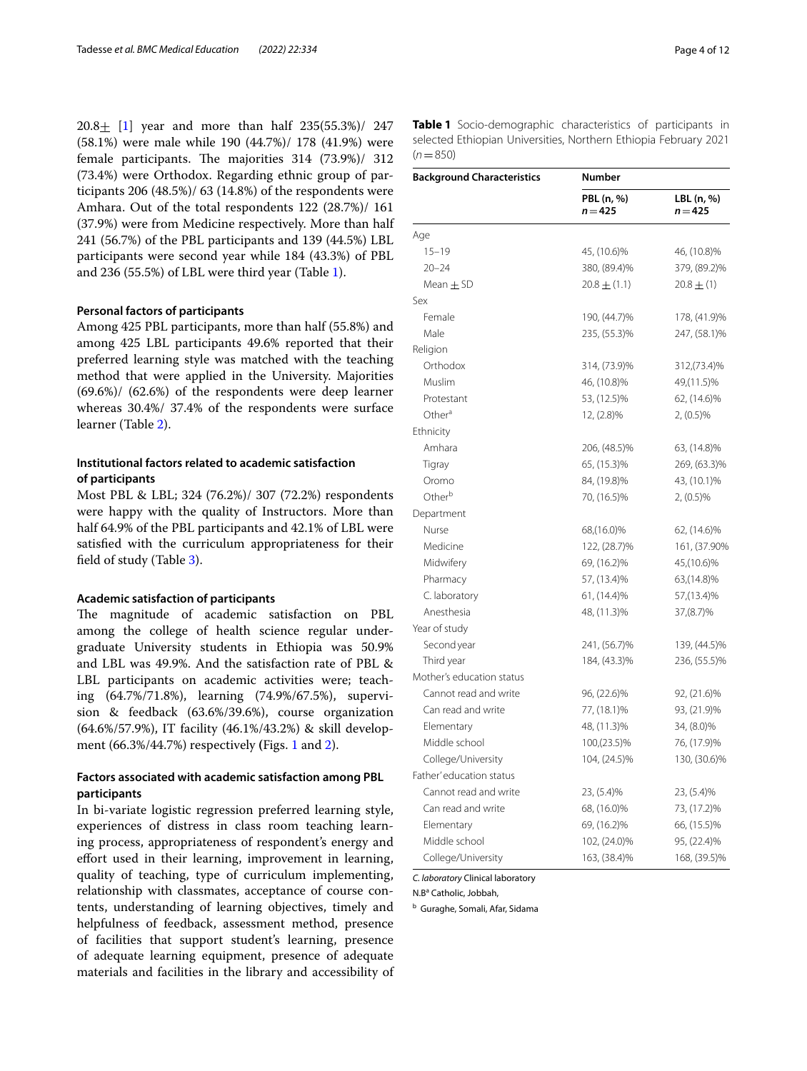20.8± [1] year and more than half 235(55.3%)/ 247 (58.1%) were male while 190 (44.7%)/ 178 (41.9%) were female participants. The majorities 314 (73.9%)/ 312 (73.4%) were Orthodox. Regarding ethnic group of participants 206 (48.5%)/ 63 (14.8%) of the respondents were Amhara. Out of the total respondents 122 (28.7%)/ 161 (37.9%) were from Medicine respectively. More than half 241 (56.7%) of the PBL participants and 139 (44.5%) LBL participants were second year while 184 (43.3%) of PBL and 236 (55.5%) of LBL were third year (Table 1).

### Personal factors of participants

Among 425 PBL participants, more than half (55.8%) and among 425 LBL participants 49.6% reported that their preferred learning style was matched with the teaching method that were applied in the University. Majorities (69.6%)/ (62.6%) of the respondents were deep learner whereas 30.4%/ 37.4% of the respondents were surface learner (Table 2).

### Institutional factors related to academic satisfaction of participants

Most PBL & LBL; 324 (76.2%)/ 307 (72.2%) respondents were happy with the quality of Instructors. More than half 64.9% of the PBL participants and 42.1% of LBL were satisfied with the curriculum appropriateness for their field of study (Table 3).

### Academic satisfaction of participants

The magnitude of academic satisfaction on PBL among the college of health science regular undergraduate University students in Ethiopia was 50.9% and LBL was 49.9%. And the satisfaction rate of PBL & LBL participants on academic activities were; teaching (64.7%/71.8%), learning (74.9%/67.5%), supervision & feedback (63.6%/39.6%), course organization (64.6%/57.9%), IT facility (46.1%/43.2%) & skill development (66.3%/44.7%) respectively (Figs. 1 and 2).

### Factors associated with academic satisfaction among PBL participants

In bi-variate logistic regression preferred learning style, experiences of distress in class room teaching learning process, appropriateness of respondent's energy and effort used in their learning, improvement in learning, quality of teaching, type of curriculum implementing, relationship with classmates, acceptance of course contents, understanding of learning objectives, timely and helpfulness of feedback, assessment method, presence of facilities that support student's learning, presence of adequate learning equipment, presence of adequate materials and facilities in the library and accessibility of

**Table 1** Socio-demographic characteristics of participants in selected Ethiopian Universities, Northern Ethiopia February 2021 ($n=850$)

| Background Characteristics | Number | |
|---|---|---|
| | PBL (n, %) $n=425$ | LBL (n, %) $n=425$ |
| Age | | |
| 15–19 | 45, (10.6)% | 46, (10.8)% |
| 20–24 | 380, (89.4)% | 379, (89.2)% |
| Mean ± SD | 20.8 ± (1.1) | 20.8 ± (1) |
| Sex | | |
| Female | 190, (44.7)% | 178, (41.9)% |
| Male | 235, (55.3)% | 247, (58.1)% |
| Religion | | |
| Orthodox | 314, (73.9)% | 312,(73.4)% |
| Muslim | 46, (10.8)% | 49,(11.5)% |
| Protestant | 53, (12.5)% | 62, (14.6)% |
| Other[a] | 12, (2.8)% | 2, (0.5)% |
| Ethnicity | | |
| Amhara | 206, (48.5)% | 63, (14.8)% |
| Tigray | 65, (15.3)% | 269, (63.3)% |
| Oromo | 84, (19.8)% | 43, (10.1)% |
| Other[b] | 70, (16.5)% | 2, (0.5)% |
| Department | | |
| Nurse | 68,(16.0)% | 62, (14.6)% |
| Medicine | 122, (28.7)% | 161, (37.90% |
| Midwifery | 69, (16.2)% | 45,(10.6)% |
| Pharmacy | 57, (13.4)% | 63,(14.8)% |
| C. laboratory | 61, (14.4)% | 57,(13.4)% |
| Anesthesia | 48, (11.3)% | 37,(8.7)% |
| Year of study | | |
| Second year | 241, (56.7)% | 139, (44.5)% |
| Third year | 184, (43.3)% | 236, (55.5)% |
| Mother's education status | | |
| Cannot read and write | 96, (22.6)% | 92, (21.6)% |
| Can read and write | 77, (18.1)% | 93, (21.9)% |
| Elementary | 48, (11.3)% | 34, (8.0)% |
| Middle school | 100,(23.5)% | 76, (17.9)% |
| College/University | 104, (24.5)% | 130, (30.6)% |
| Father' education status | | |
| Cannot read and write | 23, (5.4)% | 23, (5.4)% |
| Can read and write | 68, (16.0)% | 73, (17.2)% |
| Elementary | 69, (16.2)% | 66, (15.5)% |
| Middle school | 102, (24.0)% | 95, (22.4)% |
| College/University | 163, (38.4)% | 168, (39.5)% |

*C. laboratory* Clinical laboratory

N.B[a] Catholic, Jobbah,

[b] Guraghe, Somali, Afar, Sidama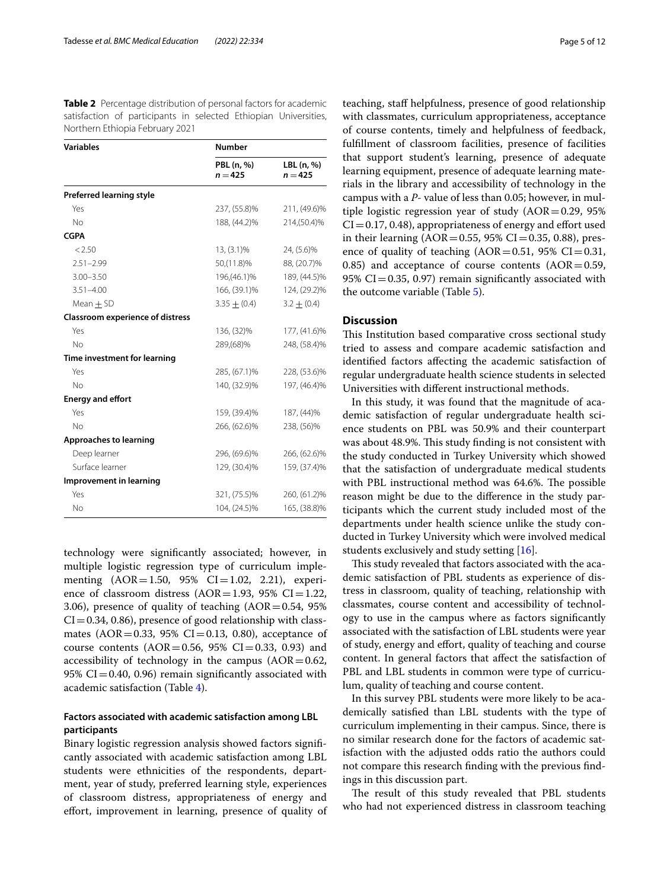**Table 2** Percentage distribution of personal factors for academic satisfaction of participants in selected Ethiopian Universities, Northern Ethiopia February 2021

| Variables | Number | |
|---|---|---|
| | PBL (n, %) $n=425$ | LBL (n, %) $n=425$ |
| **Preferred learning style** | | |
| Yes | 237, (55.8)% | 211, (49.6)% |
| No | 188, (44.2)% | 214,(50.4)% |
| **CGPA** | | |
| < 2.50 | 13, (3.1)% | 24, (5.6)% |
| 2.51–2.99 | 50,(11.8)% | 88, (20.7)% |
| 3.00–3.50 | 196,(46.1)% | 189, (44.5)% |
| 3.51–4.00 | 166, (39.1)% | 124, (29.2)% |
| Mean ± SD | 3.35 ± (0.4) | 3.2 ± (0.4) |
| **Classroom experience of distress** | | |
| Yes | 136, (32)% | 177, (41.6)% |
| No | 289,(68)% | 248, (58.4)% |
| **Time investment for learning** | | |
| Yes | 285, (67.1)% | 228, (53.6)% |
| No | 140, (32.9)% | 197, (46.4)% |
| **Energy and effort** | | |
| Yes | 159, (39.4)% | 187, (44)% |
| No | 266, (62.6)% | 238, (56)% |
| **Approaches to learning** | | |
| Deep learner | 296, (69.6)% | 266, (62.6)% |
| Surface learner | 129, (30.4)% | 159, (37.4)% |
| **Improvement in learning** | | |
| Yes | 321, (75.5)% | 260, (61.2)% |
| No | 104, (24.5)% | 165, (38.8)% |

technology were significantly associated; however, in multiple logistic regression type of curriculum implementing (AOR = 1.50, 95% CI = 1.02, 2.21), experience of classroom distress (AOR = 1.93, 95% CI = 1.22, 3.06), presence of quality of teaching (AOR = 0.54, 95% CI = 0.34, 0.86), presence of good relationship with classmates (AOR = 0.33, 95% CI = 0.13, 0.80), acceptance of course contents (AOR = 0.56, 95% CI = 0.33, 0.93) and accessibility of technology in the campus (AOR = 0.62, 95% CI = 0.40, 0.96) remain significantly associated with academic satisfaction (Table 4).

### Factors associated with academic satisfaction among LBL participants

Binary logistic regression analysis showed factors significantly associated with academic satisfaction among LBL students were ethnicities of the respondents, department, year of study, preferred learning style, experiences of classroom distress, appropriateness of energy and effort, improvement in learning, presence of quality of teaching, staff helpfulness, presence of good relationship with classmates, curriculum appropriateness, acceptance of course contents, timely and helpfulness of feedback, fulfillment of classroom facilities, presence of facilities that support student's learning, presence of adequate learning equipment, presence of adequate learning materials in the library and accessibility of technology in the campus with a *P*- value of less than 0.05; however, in multiple logistic regression year of study (AOR = 0.29, 95% CI = 0.17, 0.48), appropriateness of energy and effort used in their learning (AOR = 0.55, 95% CI = 0.35, 0.88), presence of quality of teaching (AOR = 0.51, 95% CI = 0.31, 0.85) and acceptance of course contents (AOR = 0.59, 95% CI = 0.35, 0.97) remain significantly associated with the outcome variable (Table 5).

## Discussion

This Institution based comparative cross sectional study tried to assess and compare academic satisfaction and identified factors affecting the academic satisfaction of regular undergraduate health science students in selected Universities with different instructional methods.

In this study, it was found that the magnitude of academic satisfaction of regular undergraduate health science students on PBL was 50.9% and their counterpart was about 48.9%. This study finding is not consistent with the study conducted in Turkey University which showed that the satisfaction of undergraduate medical students with PBL instructional method was 64.6%. The possible reason might be due to the difference in the study participants which the current study included most of the departments under health science unlike the study conducted in Turkey University which were involved medical students exclusively and study setting [16].

This study revealed that factors associated with the academic satisfaction of PBL students as experience of distress in classroom, quality of teaching, relationship with classmates, course content and accessibility of technology to use in the campus where as factors significantly associated with the satisfaction of LBL students were year of study, energy and effort, quality of teaching and course content. In general factors that affect the satisfaction of PBL and LBL students in common were type of curriculum, quality of teaching and course content.

In this survey PBL students were more likely to be academically satisfied than LBL students with the type of curriculum implementing in their campus. Since, there is no similar research done for the factors of academic satisfaction with the adjusted odds ratio the authors could not compare this research finding with the previous findings in this discussion part.

The result of this study revealed that PBL students who had not experienced distress in classroom teaching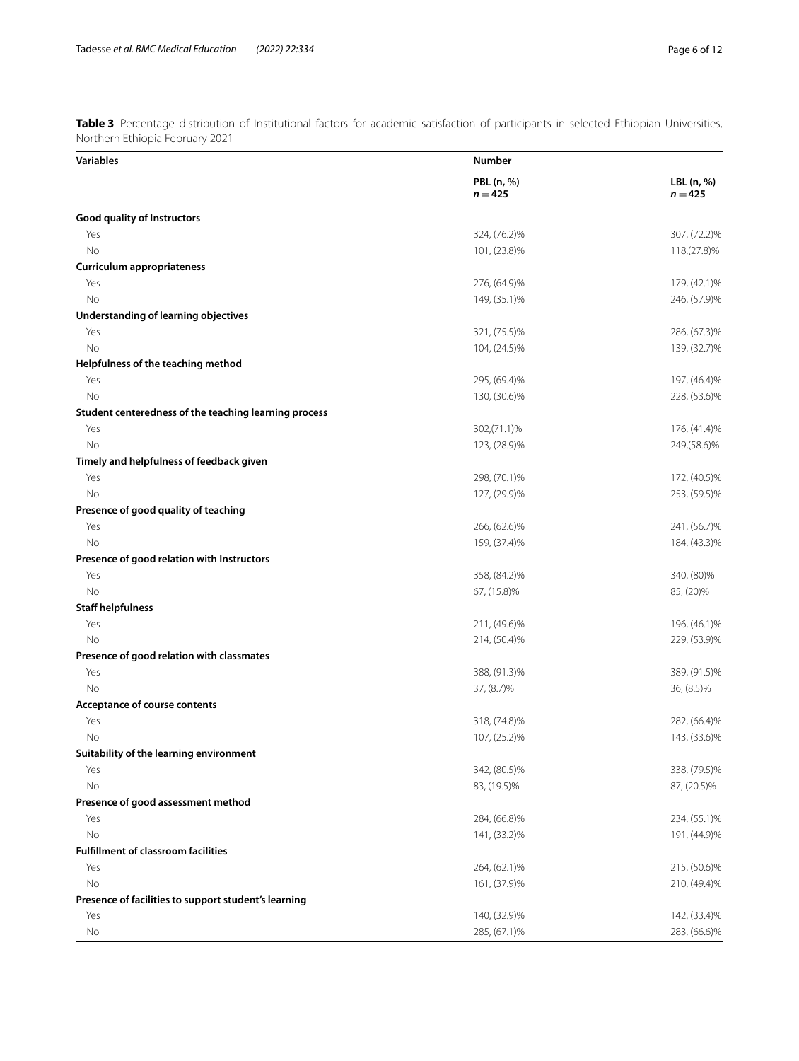**Table 3** Percentage distribution of Institutional factors for academic satisfaction of participants in selected Ethiopian Universities, Northern Ethiopia February 2021

| Variables | Number | |
|---|---|---|
| | PBL (n, %) $n = 425$ | LBL (n, %) $n = 425$ |
| **Good quality of Instructors** | | |
| Yes | 324, (76.2)% | 307, (72.2)% |
| No | 101, (23.8)% | 118,(27.8)% |
| **Curriculum appropriateness** | | |
| Yes | 276, (64.9)% | 179, (42.1)% |
| No | 149, (35.1)% | 246, (57.9)% |
| **Understanding of learning objectives** | | |
| Yes | 321, (75.5)% | 286, (67.3)% |
| No | 104, (24.5)% | 139, (32.7)% |
| **Helpfulness of the teaching method** | | |
| Yes | 295, (69.4)% | 197, (46.4)% |
| No | 130, (30.6)% | 228, (53.6)% |
| **Student centeredness of the teaching learning process** | | |
| Yes | 302,(71.1)% | 176, (41.4)% |
| No | 123, (28.9)% | 249,(58.6)% |
| **Timely and helpfulness of feedback given** | | |
| Yes | 298, (70.1)% | 172, (40.5)% |
| No | 127, (29.9)% | 253, (59.5)% |
| **Presence of good quality of teaching** | | |
| Yes | 266, (62.6)% | 241, (56.7)% |
| No | 159, (37.4)% | 184, (43.3)% |
| **Presence of good relation with Instructors** | | |
| Yes | 358, (84.2)% | 340, (80)% |
| No | 67, (15.8)% | 85, (20)% |
| **Staff helpfulness** | | |
| Yes | 211, (49.6)% | 196, (46.1)% |
| No | 214, (50.4)% | 229, (53.9)% |
| **Presence of good relation with classmates** | | |
| Yes | 388, (91.3)% | 389, (91.5)% |
| No | 37, (8.7)% | 36, (8.5)% |
| **Acceptance of course contents** | | |
| Yes | 318, (74.8)% | 282, (66.4)% |
| No | 107, (25.2)% | 143, (33.6)% |
| **Suitability of the learning environment** | | |
| Yes | 342, (80.5)% | 338, (79.5)% |
| No | 83, (19.5)% | 87, (20.5)% |
| **Presence of good assessment method** | | |
| Yes | 284, (66.8)% | 234, (55.1)% |
| No | 141, (33.2)% | 191, (44.9)% |
| **Fulfillment of classroom facilities** | | |
| Yes | 264, (62.1)% | 215, (50.6)% |
| No | 161, (37.9)% | 210, (49.4)% |
| **Presence of facilities to support student's learning** | | |
| Yes | 140, (32.9)% | 142, (33.4)% |
| No | 285, (67.1)% | 283, (66.6)% |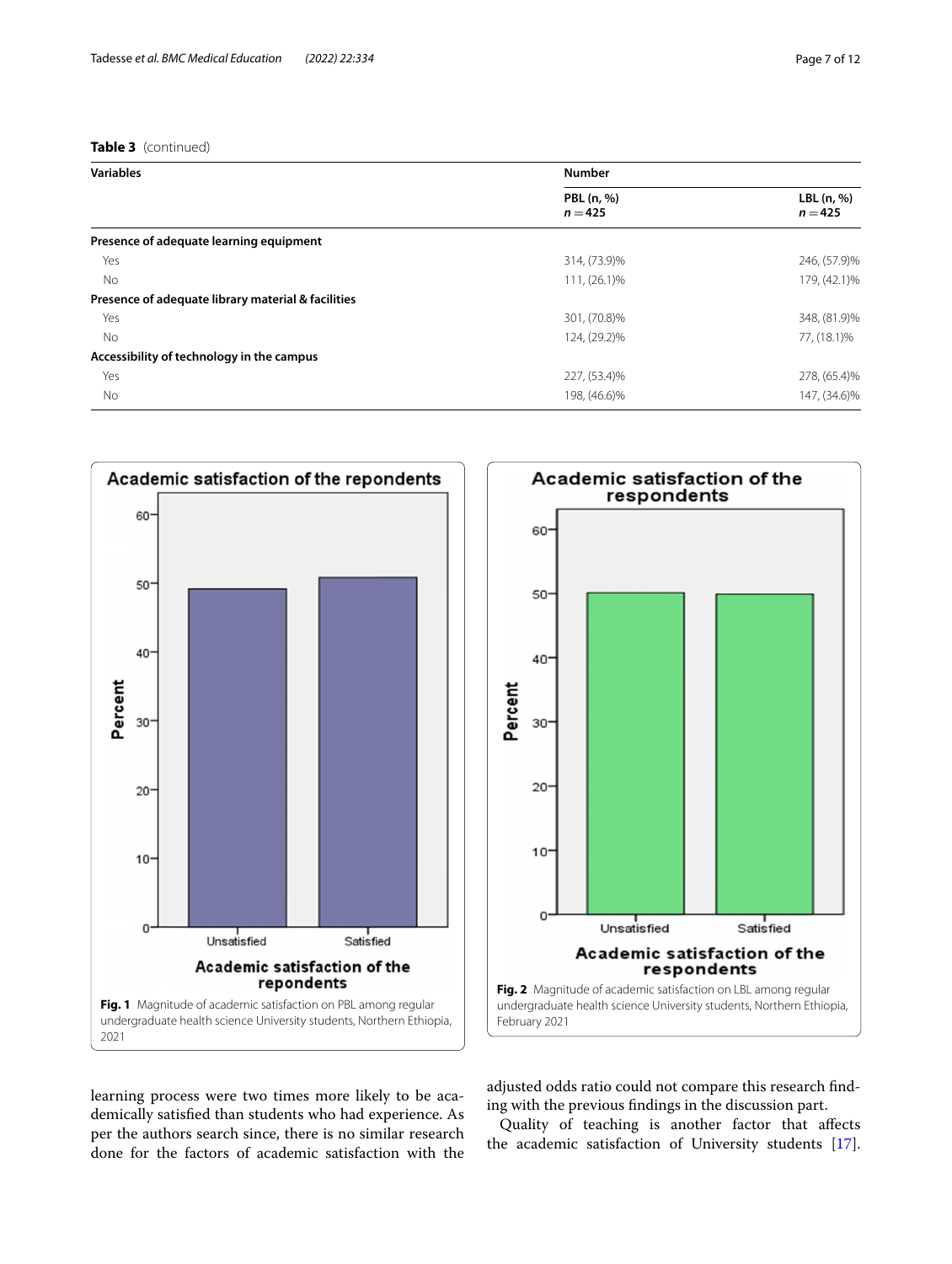**Table 3** (continued)

| Variables | Number | |
|---|---|---|
| | PBL (n, %) $n = 425$ | LBL (n, %) $n = 425$ |
| **Presence of adequate learning equipment** | | |
| Yes | 314, (73.9)% | 246, (57.9)% |
| No | 111, (26.1)% | 179, (42.1)% |
| **Presence of adequate library material & facilities** | | |
| Yes | 301, (70.8)% | 348, (81.9)% |
| No | 124, (29.2)% | 77, (18.1)% |
| **Accessibility of technology in the campus** | | |
| Yes | 227, (53.4)% | 278, (65.4)% |
| No | 198, (46.6)% | 147, (34.6)% |

**Fig. 1** Magnitude of academic satisfaction on PBL among regular undergraduate health science University students, Northern Ethiopia, 2021

**Fig. 2** Magnitude of academic satisfaction on LBL among regular undergraduate health science University students, Northern Ethiopia, February 2021

learning process were two times more likely to be academically satisfied than students who had experience. As per the authors search since, there is no similar research done for the factors of academic satisfaction with the adjusted odds ratio could not compare this research finding with the previous findings in the discussion part.

Quality of teaching is another factor that affects the academic satisfaction of University students [17].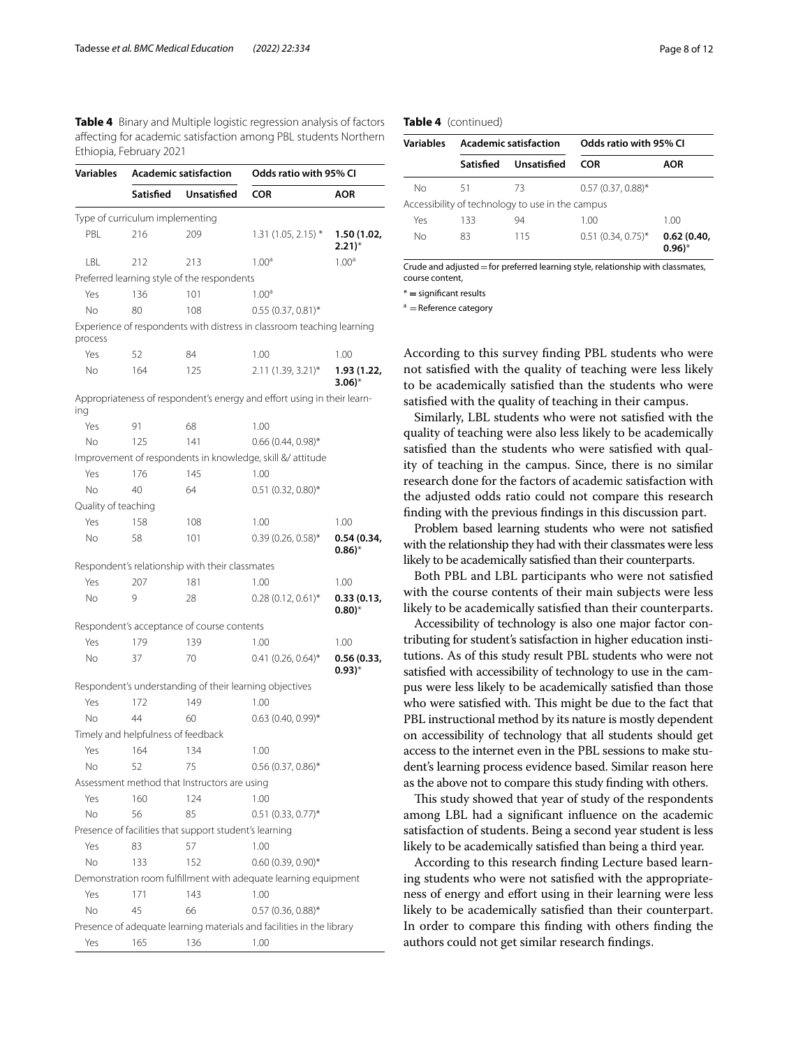**Table 4** Binary and Multiple logistic regression analysis of factors affecting for academic satisfaction among PBL students Northern Ethiopia, February 2021

| Variables | Academic satisfaction | | Odds ratio with 95% CI | |
|---|---|---|---|---|
| | Satisfied | Unsatisfied | COR | AOR |
| Type of curriculum implementing | | | | |
| PBL | 216 | 209 | 1.31 (1.05, 2.15) * | **1.50 (1.02, 2.21)*** |
| LBL | 212 | 213 | 1.00[a] | 1.00[a] |
| Preferred learning style of the respondents | | | | |
| Yes | 136 | 101 | 1.00[a] | |
| No | 80 | 108 | 0.55 (0.37, 0.81)* | |
| Experience of respondents with distress in classroom teaching learning process | | | | |
| Yes | 52 | 84 | 1.00 | 1.00 |
| No | 164 | 125 | 2.11 (1.39, 3.21)* | **1.93 (1.22, 3.06)*** |
| Appropriateness of respondent's energy and effort using in their learning | | | | |
| Yes | 91 | 68 | 1.00 | |
| No | 125 | 141 | 0.66 (0.44, 0.98)* | |
| Improvement of respondents in knowledge, skill &/ attitude | | | | |
| Yes | 176 | 145 | 1.00 | |
| No | 40 | 64 | 0.51 (0.32, 0.80)* | |
| Quality of teaching | | | | |
| Yes | 158 | 108 | 1.00 | 1.00 |
| No | 58 | 101 | 0.39 (0.26, 0.58)* | **0.54 (0.34, 0.86)*** |
| Respondent's relationship with their classmates | | | | |
| Yes | 207 | 181 | 1.00 | 1.00 |
| No | 9 | 28 | 0.28 (0.12, 0.61)* | **0.33 (0.13, 0.80)*** |
| Respondent's acceptance of course contents | | | | |
| Yes | 179 | 139 | 1.00 | 1.00 |
| No | 37 | 70 | 0.41 (0.26, 0.64)* | **0.56 (0.33, 0.93)*** |
| Respondent's understanding of their learning objectives | | | | |
| Yes | 172 | 149 | 1.00 | |
| No | 44 | 60 | 0.63 (0.40, 0.99)* | |
| Timely and helpfulness of feedback | | | | |
| Yes | 164 | 134 | 1.00 | |
| No | 52 | 75 | 0.56 (0.37, 0.86)* | |
| Assessment method that Instructors are using | | | | |
| Yes | 160 | 124 | 1.00 | |
| No | 56 | 85 | 0.51 (0.33, 0.77)* | |
| Presence of facilities that support student's learning | | | | |
| Yes | 83 | 57 | 1.00 | |
| No | 133 | 152 | 0.60 (0.39, 0.90)* | |
| Demonstration room fulfillment with adequate learning equipment | | | | |
| Yes | 171 | 143 | 1.00 | |
| No | 45 | 66 | 0.57 (0.36, 0.88)* | |
| Presence of adequate learning materials and facilities in the library | | | | |
| Yes | 165 | 136 | 1.00 | |
| No | 51 | 73 | 0.57 (0.37, 0.88)* | |
| Accessibility of technology to use in the campus | | | | |
| Yes | 133 | 94 | 1.00 | 1.00 |
| No | 83 | 115 | 0.51 (0.34, 0.75)* | **0.62 (0.40, 0.96)*** |

Crude and adjusted = for preferred learning style, relationship with classmates, course content,

* = significant results

[a] = Reference category

According to this survey finding PBL students who were not satisfied with the quality of teaching were less likely to be academically satisfied than the students who were satisfied with the quality of teaching in their campus.

Similarly, LBL students who were not satisfied with the quality of teaching were also less likely to be academically satisfied than the students who were satisfied with quality of teaching in the campus. Since, there is no similar research done for the factors of academic satisfaction with the adjusted odds ratio could not compare this research finding with the previous findings in this discussion part.

Problem based learning students who were not satisfied with the relationship they had with their classmates were less likely to be academically satisfied than their counterparts.

Both PBL and LBL participants who were not satisfied with the course contents of their main subjects were less likely to be academically satisfied than their counterparts.

Accessibility of technology is also one major factor contributing for student's satisfaction in higher education institutions. As of this study result PBL students who were not satisfied with accessibility of technology to use in the campus were less likely to be academically satisfied than those who were satisfied with. This might be due to the fact that PBL instructional method by its nature is mostly dependent on accessibility of technology that all students should get access to the internet even in the PBL sessions to make student's learning process evidence based. Similar reason here as the above not to compare this study finding with others.

This study showed that year of study of the respondents among LBL had a significant influence on the academic satisfaction of students. Being a second year student is less likely to be academically satisfied than being a third year.

According to this research finding Lecture based learning students who were not satisfied with the appropriateness of energy and effort using in their learning were less likely to be academically satisfied than their counterpart. In order to compare this finding with others finding the authors could not get similar research findings.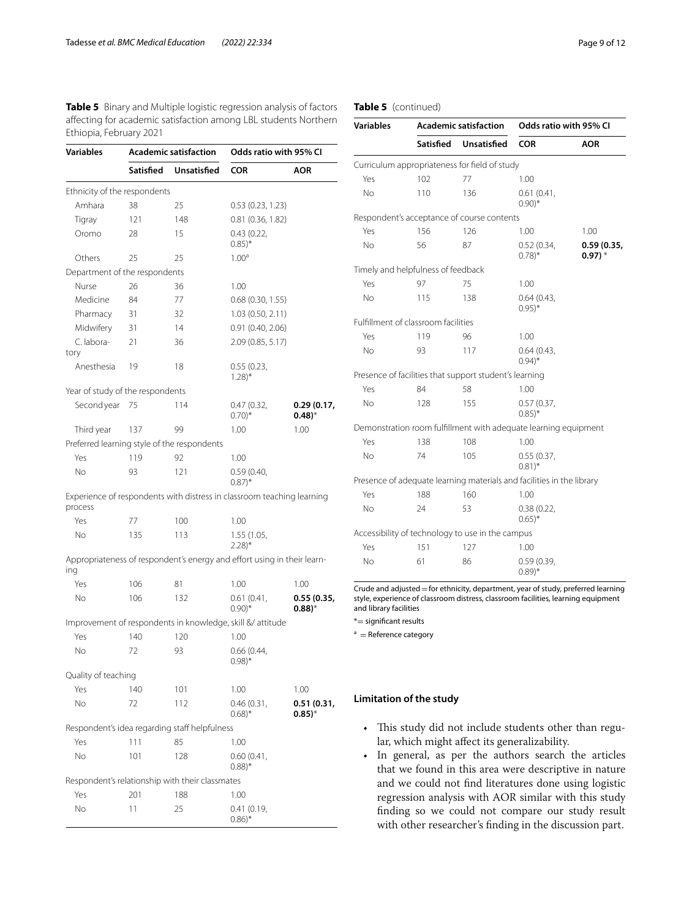**Table 5** Binary and Multiple logistic regression analysis of factors affecting for academic satisfaction among LBL students Northern Ethiopia, February 2021

| Variables | Academic satisfaction | | Odds ratio with 95% CI | |
|---|---|---|---|---|
| | **Satisfied** | **Unsatisfied** | **COR** | **AOR** |
| Ethnicity of the respondents | | | | |
| Amhara | 38 | 25 | 0.53 (0.23, 1.23) | |
| Tigray | 121 | 148 | 0.81 (0.36, 1.82) | |
| Oromo | 28 | 15 | 0.43 (0.22, 0.85)* | |
| Others | 25 | 25 | 1.00[a] | |
| Department of the respondents | | | | |
| Nurse | 26 | 36 | 1.00 | |
| Medicine | 84 | 77 | 0.68 (0.30, 1.55) | |
| Pharmacy | 31 | 32 | 1.03 (0.50, 2.11) | |
| Midwifery | 31 | 14 | 0.91 (0.40, 2.06) | |
| C. laboratory | 21 | 36 | 2.09 (0.85, 5.17) | |
| Anesthesia | 19 | 18 | 0.55 (0.23, 1.28)* | |
| Year of study of the respondents | | | | |
| Second year | 75 | 114 | 0.47 (0.32, 0.70)* | **0.29 (0.17, 0.48)*** |
| Third year | 137 | 99 | 1.00 | 1.00 |
| Preferred learning style of the respondents | | | | |
| Yes | 119 | 92 | 1.00 | |
| No | 93 | 121 | 0.59 (0.40, 0.87)* | |
| Experience of respondents with distress in classroom teaching learning process | | | | |
| Yes | 77 | 100 | 1.00 | |
| No | 135 | 113 | 1.55 (1.05, 2.28)* | |
| Appropriateness of respondent's energy and effort using in their learning | | | | |
| Yes | 106 | 81 | 1.00 | 1.00 |
| No | 106 | 132 | 0.61 (0.41, 0.90)* | **0.55 (0.35, 0.88)*** |
| Improvement of respondents in knowledge, skill &/ attitude | | | | |
| Yes | 140 | 120 | 1.00 | |
| No | 72 | 93 | 0.66 (0.44, 0.98)* | |
| Quality of teaching | | | | |
| Yes | 140 | 101 | 1.00 | 1.00 |
| No | 72 | 112 | 0.46 (0.31, 0.68)* | **0.51 (0.31, 0.85)*** |
| Respondent's idea regarding staff helpfulness | | | | |
| Yes | 111 | 85 | 1.00 | |
| No | 101 | 128 | 0.60 (0.41, 0.88)* | |
| Respondent's relationship with their classmates | | | | |
| Yes | 201 | 188 | 1.00 | |
| No | 11 | 25 | 0.41 (0.19, 0.86)* | |
| Curriculum appropriateness for field of study | | | | |
| Yes | 102 | 77 | 1.00 | |
| No | 110 | 136 | 0.61 (0.41, 0.90)* | |
| Respondent's acceptance of course contents | | | | |
| Yes | 156 | 126 | 1.00 | 1.00 |
| No | 56 | 87 | 0.52 (0.34, 0.78)* | **0.59 (0.35, 0.97)** * |
| Timely and helpfulness of feedback | | | | |
| Yes | 97 | 75 | 1.00 | |
| No | 115 | 138 | 0.64 (0.43, 0.95)* | |
| Fulfillment of classroom facilities | | | | |
| Yes | 119 | 96 | 1.00 | |
| No | 93 | 117 | 0.64 (0.43, 0.94)* | |
| Presence of facilities that support student's learning | | | | |
| Yes | 84 | 58 | 1.00 | |
| No | 128 | 155 | 0.57 (0.37, 0.85)* | |
| Demonstration room fulfillment with adequate learning equipment | | | | |
| Yes | 138 | 108 | 1.00 | |
| No | 74 | 105 | 0.55 (0.37, 0.81)* | |
| Presence of adequate learning materials and facilities in the library | | | | |
| Yes | 188 | 160 | 1.00 | |
| No | 24 | 53 | 0.38 (0.22, 0.65)* | |
| Accessibility of technology to use in the campus | | | | |
| Yes | 151 | 127 | 1.00 | |
| No | 61 | 86 | 0.59 (0.39, 0.89)* | |

Crude and adjusted = for ethnicity, department, year of study, preferred learning style, experience of classroom distress, classroom facilities, learning equipment and library facilities

*= significant results

[a] = Reference category

## Limitation of the study

- This study did not include students other than regular, which might affect its generalizability.
- In general, as per the authors search the articles that we found in this area were descriptive in nature and we could not find literatures done using logistic regression analysis with AOR similar with this study finding so we could not compare our study result with other researcher's finding in the discussion part.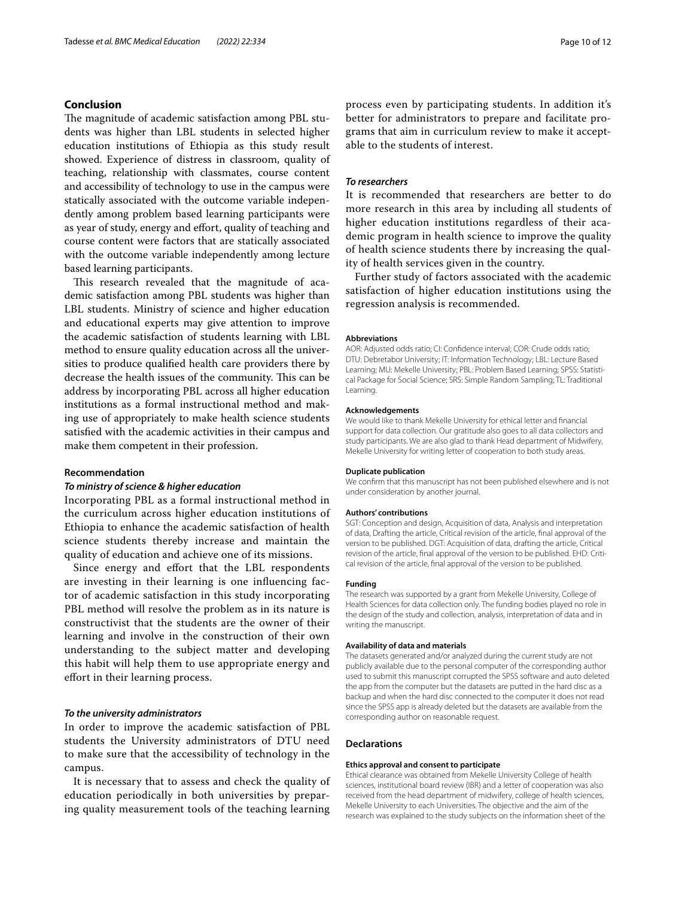## Conclusion

The magnitude of academic satisfaction among PBL students was higher than LBL students in selected higher education institutions of Ethiopia as this study result showed. Experience of distress in classroom, quality of teaching, relationship with classmates, course content and accessibility of technology to use in the campus were statically associated with the outcome variable independently among problem based learning participants were as year of study, energy and effort, quality of teaching and course content were factors that are statically associated with the outcome variable independently among lecture based learning participants.

This research revealed that the magnitude of academic satisfaction among PBL students was higher than LBL students. Ministry of science and higher education and educational experts may give attention to improve the academic satisfaction of students learning with LBL method to ensure quality education across all the universities to produce qualified health care providers there by decrease the health issues of the community. This can be address by incorporating PBL across all higher education institutions as a formal instructional method and making use of appropriately to make health science students satisfied with the academic activities in their campus and make them competent in their profession.

### Recommendation

#### *To ministry of science & higher education*

Incorporating PBL as a formal instructional method in the curriculum across higher education institutions of Ethiopia to enhance the academic satisfaction of health science students thereby increase and maintain the quality of education and achieve one of its missions.

Since energy and effort that the LBL respondents are investing in their learning is one influencing factor of academic satisfaction in this study incorporating PBL method will resolve the problem as in its nature is constructivist that the students are the owner of their learning and involve in the construction of their own understanding to the subject matter and developing this habit will help them to use appropriate energy and effort in their learning process.

#### *To the university administrators*

In order to improve the academic satisfaction of PBL students the University administrators of DTU need to make sure that the accessibility of technology in the campus.

It is necessary that to assess and check the quality of education periodically in both universities by preparing quality measurement tools of the teaching learning process even by participating students. In addition it's better for administrators to prepare and facilitate programs that aim in curriculum review to make it acceptable to the students of interest.

#### *To researchers*

It is recommended that researchers are better to do more research in this area by including all students of higher education institutions regardless of their academic program in health science to improve the quality of health science students there by increasing the quality of health services given in the country.

Further study of factors associated with the academic satisfaction of higher education institutions using the regression analysis is recommended.

#### Abbreviations

AOR: Adjusted odds ratio; CI: Confidence interval; COR: Crude odds ratio; DTU: Debretabor University; IT: Information Technology; LBL: Lecture Based Learning; MU: Mekelle University; PBL: Problem Based Learning; SPSS: Statistical Package for Social Science; SRS: Simple Random Sampling; TL: Traditional Learning.

#### Acknowledgements

We would like to thank Mekelle University for ethical letter and financial support for data collection. Our gratitude also goes to all data collectors and study participants. We are also glad to thank Head department of Midwifery, Mekelle University for writing letter of cooperation to both study areas.

#### Duplicate publication

We confirm that this manuscript has not been published elsewhere and is not under consideration by another journal.

#### Authors' contributions

SGT: Conception and design, Acquisition of data, Analysis and interpretation of data, Drafting the article, Critical revision of the article, final approval of the version to be published. DGT: Acquisition of data, drafting the article, Critical revision of the article, final approval of the version to be published. EHD: Critical revision of the article, final approval of the version to be published.

#### Funding

The research was supported by a grant from Mekelle University, College of Health Sciences for data collection only. The funding bodies played no role in the design of the study and collection, analysis, interpretation of data and in writing the manuscript.

#### Availability of data and materials

The datasets generated and/or analyzed during the current study are not publicly available due to the personal computer of the corresponding author used to submit this manuscript corrupted the SPSS software and auto deleted the app from the computer but the datasets are putted in the hard disc as a backup and when the hard disc connected to the computer it does not read since the SPSS app is already deleted but the datasets are available from the corresponding author on reasonable request.

### Declarations

#### Ethics approval and consent to participate

Ethical clearance was obtained from Mekelle University College of health sciences, institutional board review (IBR) and a letter of cooperation was also received from the head department of midwifery, college of health sciences, Mekelle University to each Universities. The objective and the aim of the research was explained to the study subjects on the information sheet of the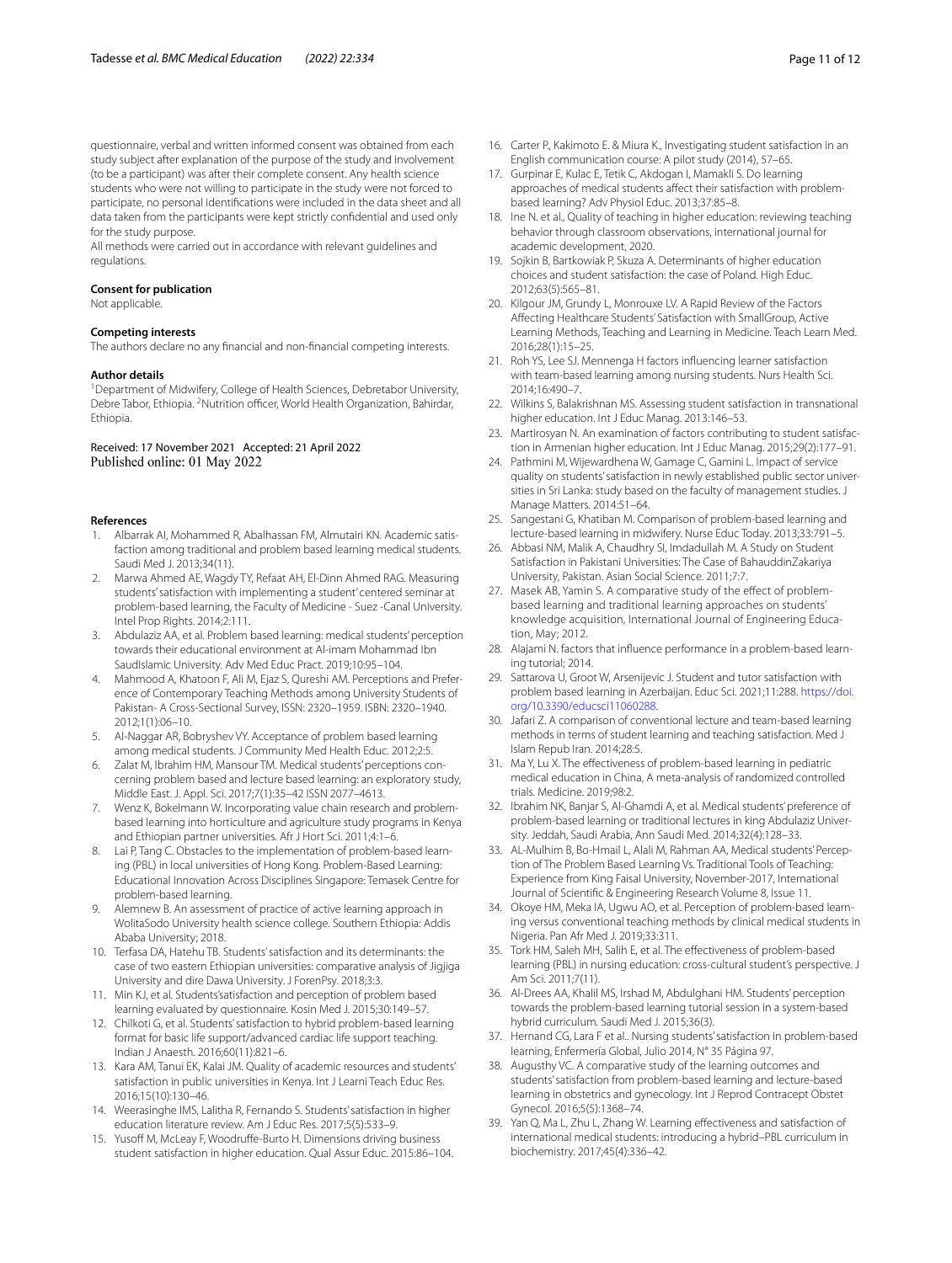questionnaire, verbal and written informed consent was obtained from each study subject after explanation of the purpose of the study and involvement (to be a participant) was after their complete consent. Any health science students who were not willing to participate in the study were not forced to participate, no personal identifications were included in the data sheet and all data taken from the participants were kept strictly confidential and used only for the study purpose.
All methods were carried out in accordance with relevant guidelines and regulations.

### Consent for publication

Not applicable.

### Competing interests

The authors declare no any financial and non-financial competing interests.

### Author details

[1]Department of Midwifery, College of Health Sciences, Debretabor University, Debre Tabor, Ethiopia. [2]Nutrition officer, World Health Organization, Bahirdar, Ethiopia.

Received: 17 November 2021 Accepted: 21 April 2022
Published online: 01 May 2022

### References

1. Albarrak AI, Mohammed R, Abalhassan FM, Almutairi KN. Academic satisfaction among traditional and problem based learning medical students. Saudi Med J. 2013;34(11).
2. Marwa Ahmed AE, Wagdy TY, Refaat AH, El-Dinn Ahmed RAG. Measuring students' satisfaction with implementing a student' centered seminar at problem-based learning, the Faculty of Medicine - Suez -Canal University. Intel Prop Rights. 2014;2:111.
3. Abdulaziz AA, et al. Problem based learning: medical students' perception towards their educational environment at Al-imam Mohammad Ibn SaudIslamic University. Adv Med Educ Pract. 2019;10:95–104.
4. Mahmood A, Khatoon F, Ali M, Ejaz S, Qureshi AM. Perceptions and Preference of Contemporary Teaching Methods among University Students of Pakistan- A Cross-Sectional Survey, ISSN: 2320–1959. ISBN: 2320–1940. 2012;1(1):06–10.
5. Al-Naggar AR, Bobryshev VY. Acceptance of problem based learning among medical students. J Community Med Health Educ. 2012;2:5.
6. Zalat M, Ibrahim HM, Mansour TM. Medical students' perceptions concerning problem based and lecture based learning: an exploratory study, Middle East. J. Appl. Sci. 2017;7(1):35–42 ISSN 2077–4613.
7. Wenz K, Bokelmann W. Incorporating value chain research and problem-based learning into horticulture and agriculture study programs in Kenya and Ethiopian partner universities. Afr J Hort Sci. 2011;4:1–6.
8. Lai P, Tang C. Obstacles to the implementation of problem-based learning (PBL) in local universities of Hong Kong. Problem-Based Learning: Educational Innovation Across Disciplines Singapore: Temasek Centre for problem-based learning.
9. Alemnew B. An assessment of practice of active learning approach in WolitaSodo University health science college. Southern Ethiopia: Addis Ababa University; 2018.
10. Terfasa DA, Hatehu TB. Students' satisfaction and its determinants: the case of two eastern Ethiopian universities: comparative analysis of Jigjiga University and dire Dawa University. J ForenPsy. 2018;3:3.
11. Min KJ, et al. Students'satisfaction and perception of problem based learning evaluated by questionnaire. Kosin Med J. 2015;30:149–57.
12. Chilkoti G, et al. Students' satisfaction to hybrid problem-based learning format for basic life support/advanced cardiac life support teaching. Indian J Anaesth. 2016;60(11):821–6.
13. Kara AM, Tanui EK, Kalai JM. Quality of academic resources and students' satisfaction in public universities in Kenya. Int J Learni Teach Educ Res. 2016;15(10):130–46.
14. Weerasinghe IMS, Lalitha R, Fernando S. Students' satisfaction in higher education literature review. Am J Educ Res. 2017;5(5):533–9.
15. Yusoff M, McLeay F, Woodruffe-Burto H. Dimensions driving business student satisfaction in higher education. Qual Assur Educ. 2015:86–104.
16. Carter P., Kakimoto E. & Miura K., Investigating student satisfaction in an English communication course: A pilot study (2014), 57–65.
17. Gurpinar E, Kulac E, Tetik C, Akdogan I, Mamakli S. Do learning approaches of medical students affect their satisfaction with problem-based learning? Adv Physiol Educ. 2013;37:85–8.
18. Ine N. et al., Quality of teaching in higher education: reviewing teaching behavior through classroom observations, international journal for academic development, 2020.
19. Sojkin B, Bartkowiak P, Skuza A. Determinants of higher education choices and student satisfaction: the case of Poland. High Educ. 2012;63(5):565–81.
20. Kilgour JM, Grundy L, Monrouxe LV. A Rapid Review of the Factors Affecting Healthcare Students' Satisfaction with SmallGroup, Active Learning Methods, Teaching and Learning in Medicine. Teach Learn Med. 2016;28(1):15–25.
21. Roh YS, Lee SJ. Mennenga H factors influencing learner satisfaction with team-based learning among nursing students. Nurs Health Sci. 2014;16:490–7.
22. Wilkins S, Balakrishnan MS. Assessing student satisfaction in transnational higher education. Int J Educ Manag. 2013:146–53.
23. Martirosyan N. An examination of factors contributing to student satisfaction in Armenian higher education. Int J Educ Manag. 2015;29(2):177–91.
24. Pathmini M, Wijewardhena W, Gamage C, Gamini L. Impact of service quality on students' satisfaction in newly established public sector universities in Sri Lanka: study based on the faculty of management studies. J Manage Matters. 2014:51–64.
25. Sangestani G, Khatiban M. Comparison of problem-based learning and lecture-based learning in midwifery. Nurse Educ Today. 2013;33:791–5.
26. Abbasi NM, Malik A, Chaudhry SI, Imdadullah M. A Study on Student Satisfaction in Pakistani Universities: The Case of BahauddinZakariya University, Pakistan. Asian Social Science. 2011;7:7.
27. Masek AB, Yamin S. A comparative study of the effect of problem-based learning and traditional learning approaches on students' knowledge acquisition, International Journal of Engineering Education, May; 2012.
28. Alajami N. factors that influence performance in a problem-based learning tutorial; 2014.
29. Sattarova U, Groot W, Arsenijevic J. Student and tutor satisfaction with problem based learning in Azerbaijan. Educ Sci. 2021;11:288. https://doi.org/10.3390/educsci11060288.
30. Jafari Z. A comparison of conventional lecture and team-based learning methods in terms of student learning and teaching satisfaction. Med J Islam Repub Iran. 2014;28:5.
31. Ma Y, Lu X. The effectiveness of problem-based learning in pediatric medical education in China, A meta-analysis of randomized controlled trials. Medicine. 2019;98:2.
32. Ibrahim NK, Banjar S, Al-Ghamdi A, et al. Medical students' preference of problem-based learning or traditional lectures in king Abdulaziz University. Jeddah, Saudi Arabia, Ann Saudi Med. 2014;32(4):128–33.
33. AL-Mulhim B, Bo-Hmail L, Alali M, Rahman AA, Medical students' Perception of The Problem Based Learning Vs. Traditional Tools of Teaching: Experience from King Faisal University, November-2017, International Journal of Scientific & Engineering Research Volume 8, Issue 11.
34. Okoye HM, Meka IA, Ugwu AO, et al. Perception of problem-based learning versus conventional teaching methods by clinical medical students in Nigeria. Pan Afr Med J. 2019;33:311.
35. Tork HM, Saleh MH, Salih E, et al. The effectiveness of problem-based learning (PBL) in nursing education: cross-cultural student's perspective. J Am Sci. 2011;7(11).
36. Al-Drees AA, Khalil MS, Irshad M, Abdulghani HM. Students' perception towards the problem-based learning tutorial session in a system-based hybrid curriculum. Saudi Med J. 2015;36(3).
37. Hernand CG, Lara F et al.. Nursing students' satisfaction in problem-based learning, Enfermería Global, Julio 2014, N° 35 Página 97.
38. Augusthy VC. A comparative study of the learning outcomes and students' satisfaction from problem-based learning and lecture-based learning in obstetrics and gynecology. Int J Reprod Contracept Obstet Gynecol. 2016;5(5):1368–74.
39. Yan Q, Ma L, Zhu L, Zhang W. Learning effectiveness and satisfaction of international medical students: introducing a hybrid–PBL curriculum in biochemistry. 2017;45(4):336–42.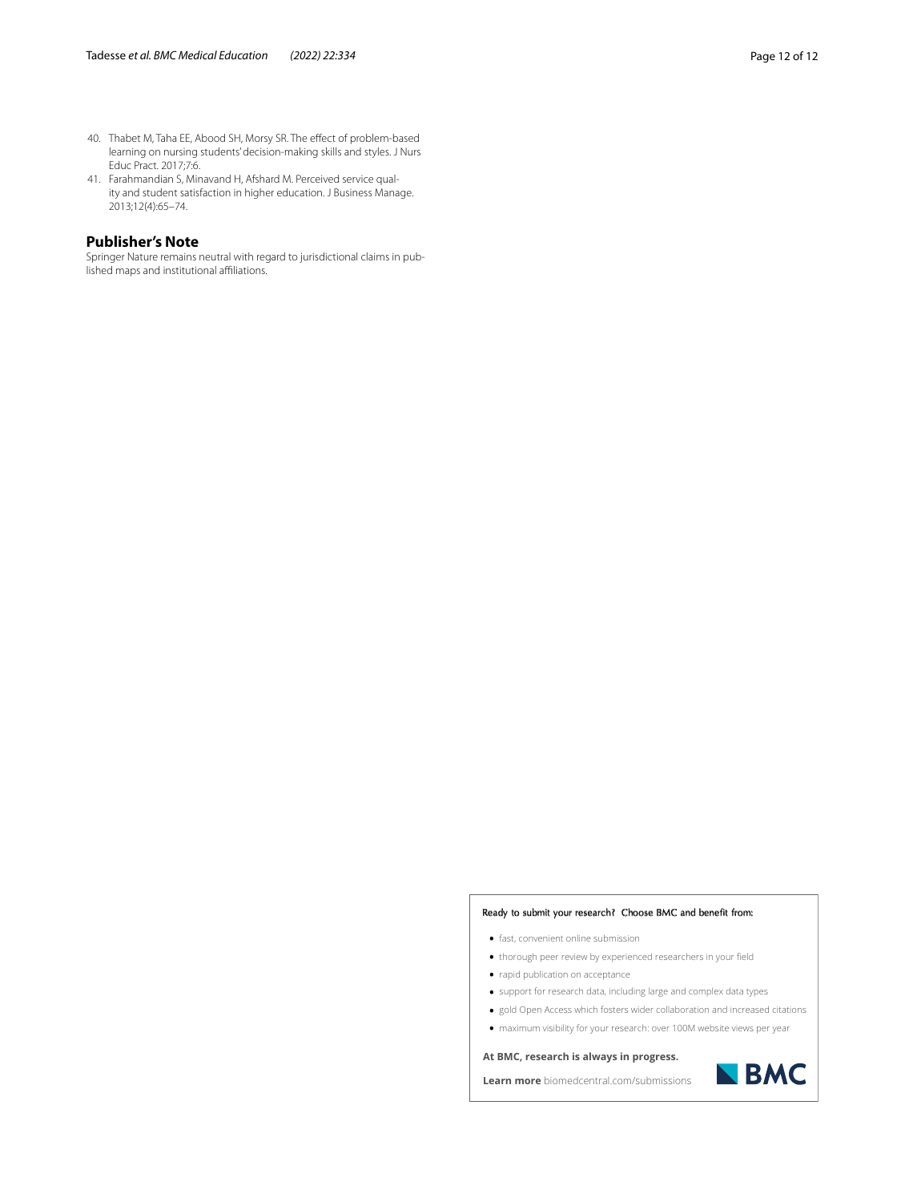40. Thabet M, Taha EE, Abood SH, Morsy SR. The effect of problem-based learning on nursing students' decision-making skills and styles. J Nurs Educ Pract. 2017;7:6.
41. Farahmandian S, Minavand H, Afshard M. Perceived service quality and student satisfaction in higher education. J Business Manage. 2013;12(4):65–74.

## Publisher's Note

Springer Nature remains neutral with regard to jurisdictional claims in published maps and institutional affiliations.

Ready to submit your research? Choose BMC and benefit from:

- fast, convenient online submission
- thorough peer review by experienced researchers in your field
- rapid publication on acceptance
- support for research data, including large and complex data types
- gold Open Access which fosters wider collaboration and increased citations
- maximum visibility for your research: over 100M website views per year

**At BMC, research is always in progress.**

**Learn more** biomedcentral.com/submissions

BMC